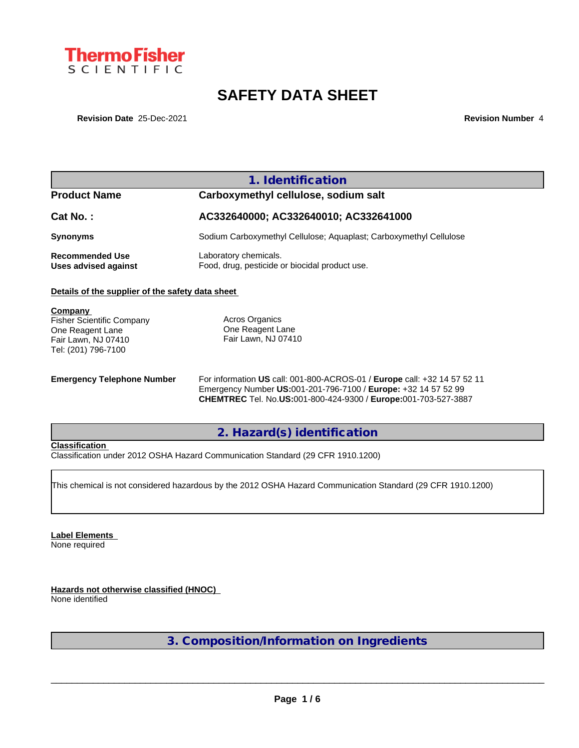ThermoFisher SCIENTIFIC

# SAFETY DATA SHEET

**Revision Date** 25-Dec-2021 **Revision Number** 4

## 1. Identification

| | |
|---|---|
| **Product Name** | **Carboxymethyl cellulose, sodium salt** |
| **Cat No. :** | **AC332640000; AC332640010; AC332641000** |
| **Synonyms** | Sodium Carboxymethyl Cellulose; Aquaplast; Carboxymethyl Cellulose |
| **Recommended Use** | Laboratory chemicals. |
| **Uses advised against** | Food, drug, pesticide or biocidal product use. |

**Details of the supplier of the safety data sheet**

**Company**
Fisher Scientific Company
One Reagent Lane
Fair Lawn, NJ 07410
Tel: (201) 796-7100

Acros Organics
One Reagent Lane
Fair Lawn, NJ 07410

**Emergency Telephone Number**
For information **US** call: 001-800-ACROS-01 / **Europe** call: +32 14 57 52 11
Emergency Number **US:**001-201-796-7100 / **Europe:** +32 14 57 52 99
**CHEMTREC** Tel. No.**US:**001-800-424-9300 / **Europe:**001-703-527-3887

## 2. Hazard(s) identification

**Classification**
Classification under 2012 OSHA Hazard Communication Standard (29 CFR 1910.1200)

This chemical is not considered hazardous by the 2012 OSHA Hazard Communication Standard (29 CFR 1910.1200)

**Label Elements**
None required

**Hazards not otherwise classified (HNOC)**
None identified

## 3. Composition/Information on Ingredients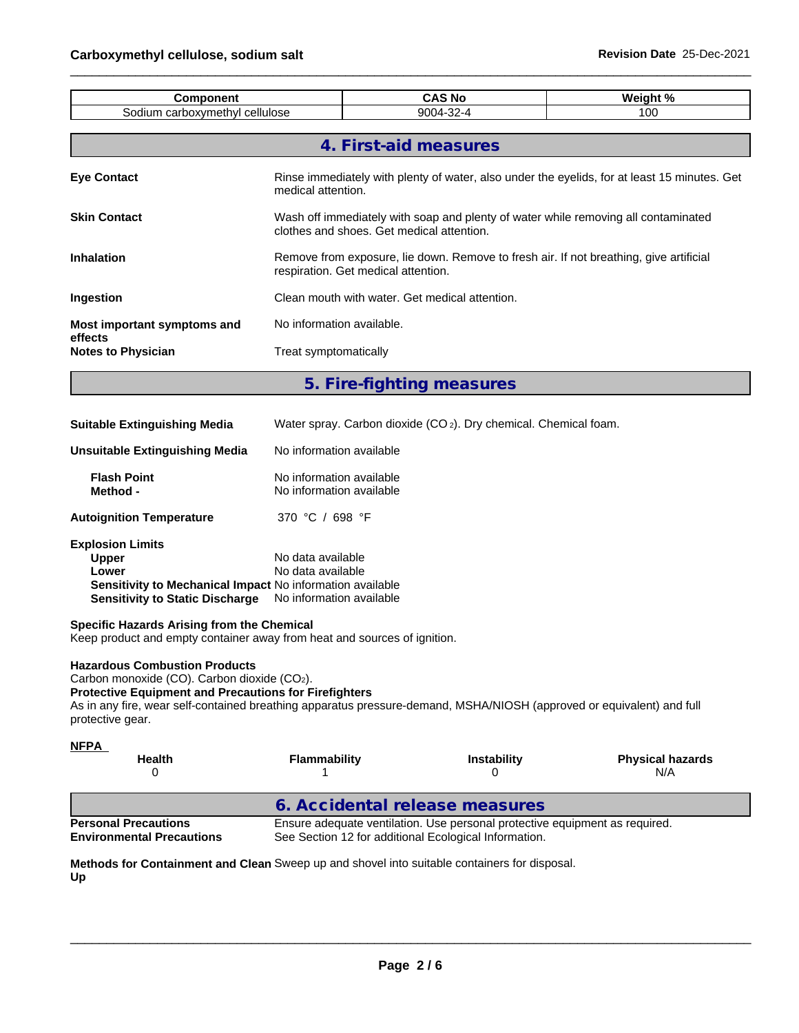| Component | CAS No | Weight % |
| --- | --- | --- |
| Sodium carboxymethyl cellulose | 9004-32-4 | 100 |

## 4. First-aid measures

**Eye Contact** Rinse immediately with plenty of water, also under the eyelids, for at least 15 minutes. Get medical attention.

**Skin Contact** Wash off immediately with soap and plenty of water while removing all contaminated clothes and shoes. Get medical attention.

**Inhalation** Remove from exposure, lie down. Remove to fresh air. If not breathing, give artificial respiration. Get medical attention.

**Ingestion** Clean mouth with water. Get medical attention.

**Most important symptoms and effects** No information available.

**Notes to Physician** Treat symptomatically

## 5. Fire-fighting measures

**Suitable Extinguishing Media** Water spray. Carbon dioxide ($CO_2$). Dry chemical. Chemical foam.

**Unsuitable Extinguishing Media** No information available

**Flash Point** No information available
**Method -** No information available

**Autoignition Temperature** 370 °C / 698 °F

**Explosion Limits**
**Upper** No data available
**Lower** No data available
**Sensitivity to Mechanical Impact** No information available
**Sensitivity to Static Discharge** No information available

**Specific Hazards Arising from the Chemical**
Keep product and empty container away from heat and sources of ignition.

**Hazardous Combustion Products**
Carbon monoxide (CO). Carbon dioxide ($CO_2$).
**Protective Equipment and Precautions for Firefighters**
As in any fire, wear self-contained breathing apparatus pressure-demand, MSHA/NIOSH (approved or equivalent) and full protective gear.

**NFPA**

| Health | Flammability | Instability | Physical hazards |
| --- | --- | --- | --- |
| 0 | 1 | 0 | N/A |

## 6. Accidental release measures

**Personal Precautions** Ensure adequate ventilation. Use personal protective equipment as required.
**Environmental Precautions** See Section 12 for additional Ecological Information.

**Methods for Containment and Clean Up** Sweep up and shovel into suitable containers for disposal.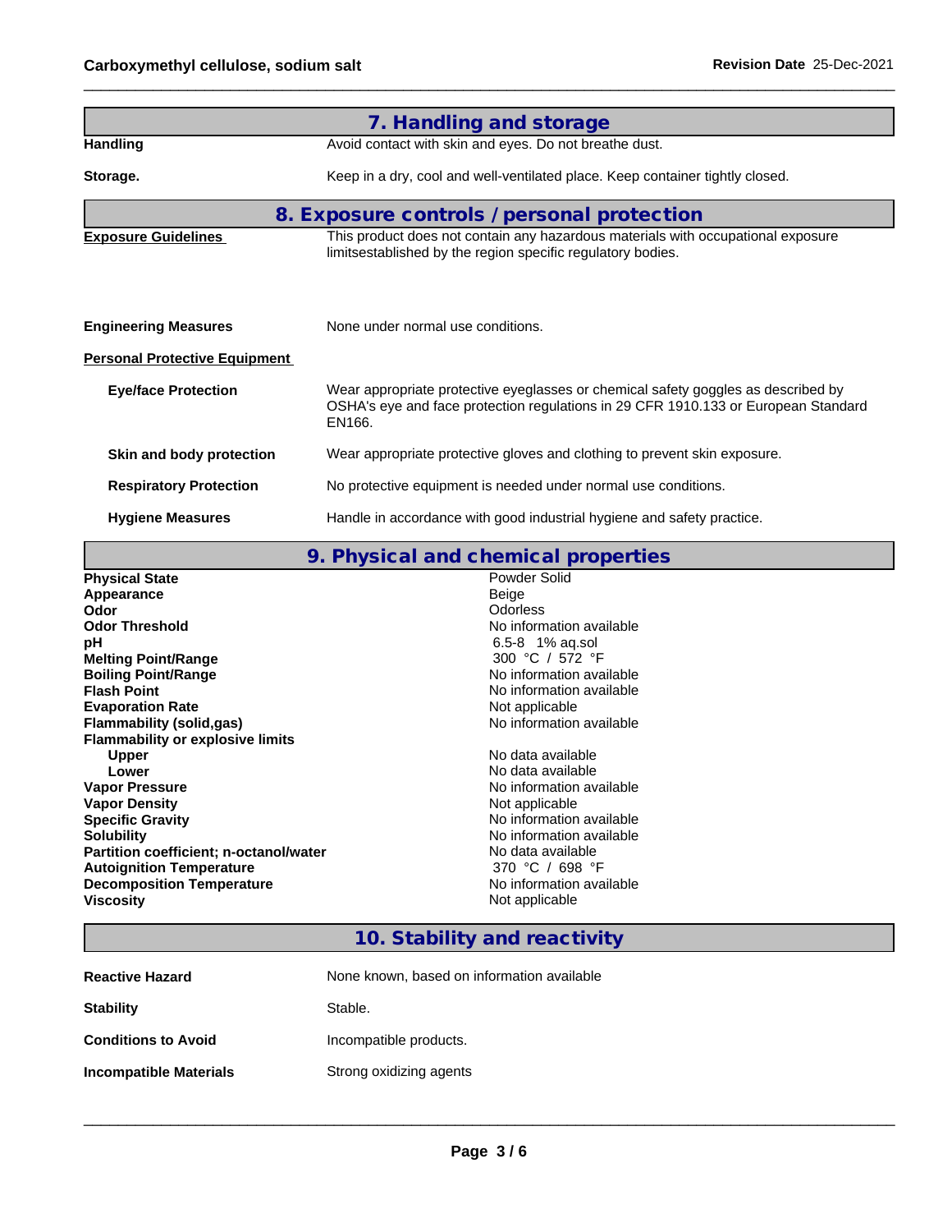## 7. Handling and storage

| | |
|---|---|
| **Handling** | Avoid contact with skin and eyes. Do not breathe dust. |
| **Storage.** | Keep in a dry, cool and well-ventilated place. Keep container tightly closed. |

## 8. Exposure controls / personal protection

| | |
|---|---|
| **Exposure Guidelines** | This product does not contain any hazardous materials with occupational exposure limitsestablished by the region specific regulatory bodies. |
| **Engineering Measures** | None under normal use conditions. |

**Personal Protective Equipment**

| | |
|---|---|
| **Eye/face Protection** | Wear appropriate protective eyeglasses or chemical safety goggles as described by OSHA's eye and face protection regulations in 29 CFR 1910.133 or European Standard EN166. |
| **Skin and body protection** | Wear appropriate protective gloves and clothing to prevent skin exposure. |
| **Respiratory Protection** | No protective equipment is needed under normal use conditions. |
| **Hygiene Measures** | Handle in accordance with good industrial hygiene and safety practice. |

## 9. Physical and chemical properties

| | |
|---|---|
| **Physical State** | Powder Solid |
| **Appearance** | Beige |
| **Odor** | Odorless |
| **Odor Threshold** | No information available |
| **pH** | 6.5-8 1% aq.sol |
| **Melting Point/Range** | 300 °C / 572 °F |
| **Boiling Point/Range** | No information available |
| **Flash Point** | No information available |
| **Evaporation Rate** | Not applicable |
| **Flammability (solid,gas)** | No information available |
| **Flammability or explosive limits** | |
| Upper | No data available |
| Lower | No data available |
| **Vapor Pressure** | No information available |
| **Vapor Density** | Not applicable |
| **Specific Gravity** | No information available |
| **Solubility** | No information available |
| **Partition coefficient; n-octanol/water** | No data available |
| **Autoignition Temperature** | 370 °C / 698 °F |
| **Decomposition Temperature** | No information available |
| **Viscosity** | Not applicable |

## 10. Stability and reactivity

| | |
|---|---|
| **Reactive Hazard** | None known, based on information available |
| **Stability** | Stable. |
| **Conditions to Avoid** | Incompatible products. |
| **Incompatible Materials** | Strong oxidizing agents |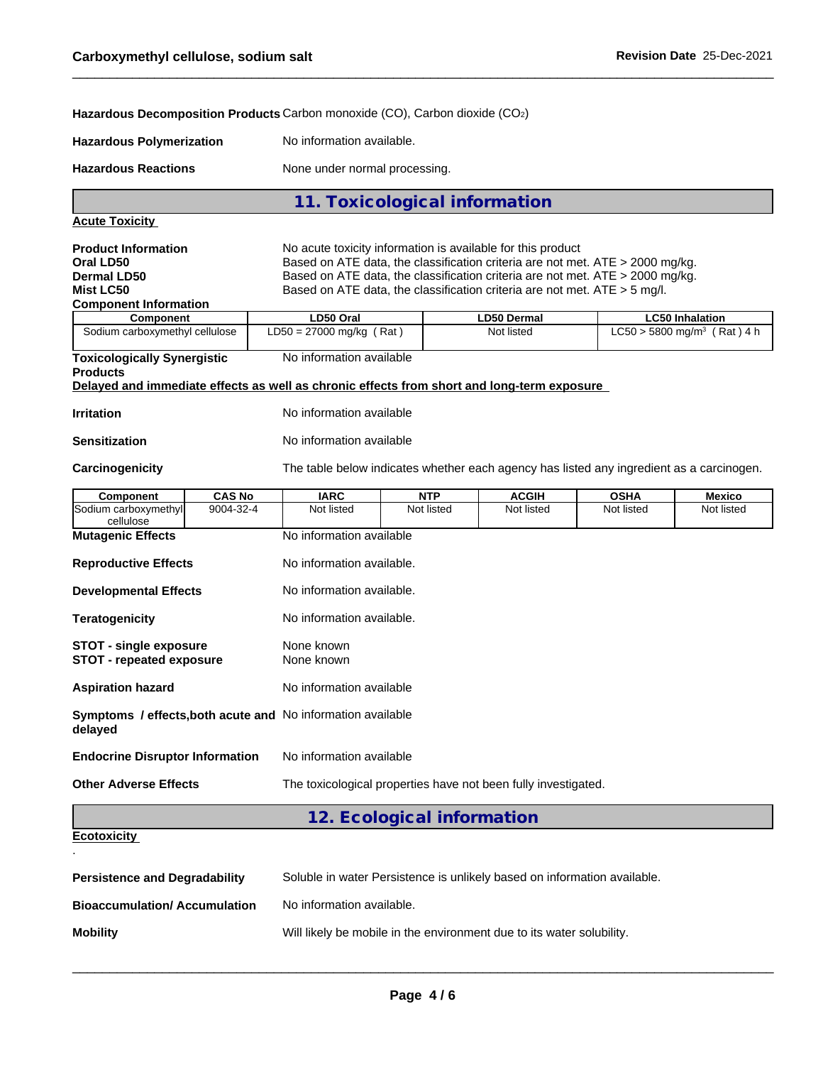**Hazardous Decomposition Products** Carbon monoxide (CO), Carbon dioxide ($CO_2$)

**Hazardous Polymerization** No information available.

**Hazardous Reactions** None under normal processing.

## 11. Toxicological information

**Acute Toxicity**

**Product Information** No acute toxicity information is available for this product

**Oral LD50** Based on ATE data, the classification criteria are not met. ATE > 2000 mg/kg.

**Dermal LD50** Based on ATE data, the classification criteria are not met. ATE > 2000 mg/kg.

**Mist LC50** Based on ATE data, the classification criteria are not met. ATE > 5 mg/l.

**Component Information**

| Component | LD50 Oral | LD50 Dermal | LC50 Inhalation |
|---|---|---|---|
| Sodium carboxymethyl cellulose | LD50 = 27000 mg/kg ( Rat ) | Not listed | LC50 > 5800 mg/m³ ( Rat ) 4 h |

**Toxicologically Synergistic Products** No information available

**Delayed and immediate effects as well as chronic effects from short and long-term exposure**

**Irritation** No information available

**Sensitization** No information available

**Carcinogenicity** The table below indicates whether each agency has listed any ingredient as a carcinogen.

| Component | CAS No | IARC | NTP | ACGIH | OSHA | Mexico |
|---|---|---|---|---|---|---|
| Sodium carboxymethyl cellulose | 9004-32-4 | Not listed | Not listed | Not listed | Not listed | Not listed |

**Mutagenic Effects** No information available

**Reproductive Effects** No information available.

**Developmental Effects** No information available.

**Teratogenicity** No information available.

**STOT - single exposure** None known

**STOT - repeated exposure** None known

**Aspiration hazard** No information available

**Symptoms / effects,both acute and delayed** No information available

**Endocrine Disruptor Information** No information available

**Other Adverse Effects** The toxicological properties have not been fully investigated.

## 12. Ecological information

**Ecotoxicity**

.

**Persistence and Degradability** Soluble in water Persistence is unlikely based on information available.

**Bioaccumulation/ Accumulation** No information available.

**Mobility** Will likely be mobile in the environment due to its water solubility.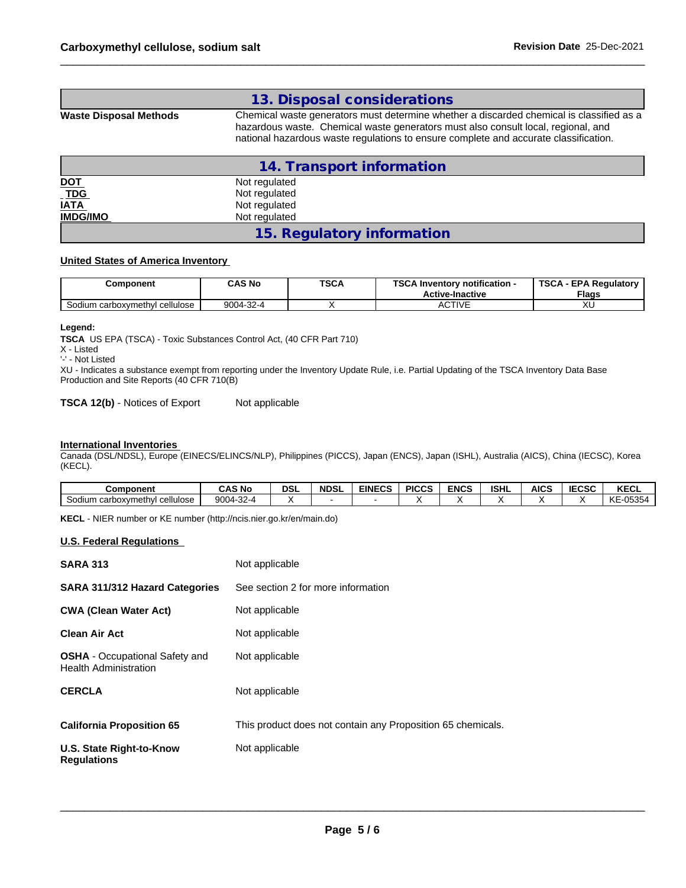## 13. Disposal considerations

**Waste Disposal Methods** Chemical waste generators must determine whether a discarded chemical is classified as a hazardous waste. Chemical waste generators must also consult local, regional, and national hazardous waste regulations to ensure complete and accurate classification.

## 14. Transport information

| | |
|---|---|
| **DOT** | Not regulated |
| **TDG** | Not regulated |
| **IATA** | Not regulated |
| **IMDG/IMO** | Not regulated |

## 15. Regulatory information

**United States of America Inventory**

| Component | CAS No | TSCA | TSCA Inventory notification - Active-Inactive | TSCA - EPA Regulatory Flags |
|---|---|---|---|---|
| Sodium carboxymethyl cellulose | 9004-32-4 | X | ACTIVE | XU |

**Legend:**

**TSCA** US EPA (TSCA) - Toxic Substances Control Act, (40 CFR Part 710)
X - Listed
'-' - Not Listed
XU - Indicates a substance exempt from reporting under the Inventory Update Rule, i.e. Partial Updating of the TSCA Inventory Data Base Production and Site Reports (40 CFR 710(B)

**TSCA 12(b)** - Notices of Export Not applicable

**International Inventories**

Canada (DSL/NDSL), Europe (EINECS/ELINCS/NLP), Philippines (PICCS), Japan (ENCS), Japan (ISHL), Australia (AICS), China (IECSC), Korea (KECL).

| Component | CAS No | DSL | NDSL | EINECS | PICCS | ENCS | ISHL | AICS | IECSC | KECL |
|---|---|---|---|---|---|---|---|---|---|---|
| Sodium carboxymethyl cellulose | 9004-32-4 | X | - | - | X | X | X | X | X | KE-05354 |

**KECL** - NIER number or KE number (http://ncis.nier.go.kr/en/main.do)

**U.S. Federal Regulations**

| | |
|---|---|
| **SARA 313** | Not applicable |
| **SARA 311/312 Hazard Categories** | See section 2 for more information |
| **CWA (Clean Water Act)** | Not applicable |
| **Clean Air Act** | Not applicable |
| **OSHA** - Occupational Safety and Health Administration | Not applicable |
| **CERCLA** | Not applicable |
| **California Proposition 65** | This product does not contain any Proposition 65 chemicals. |
| **U.S. State Right-to-Know Regulations** | Not applicable |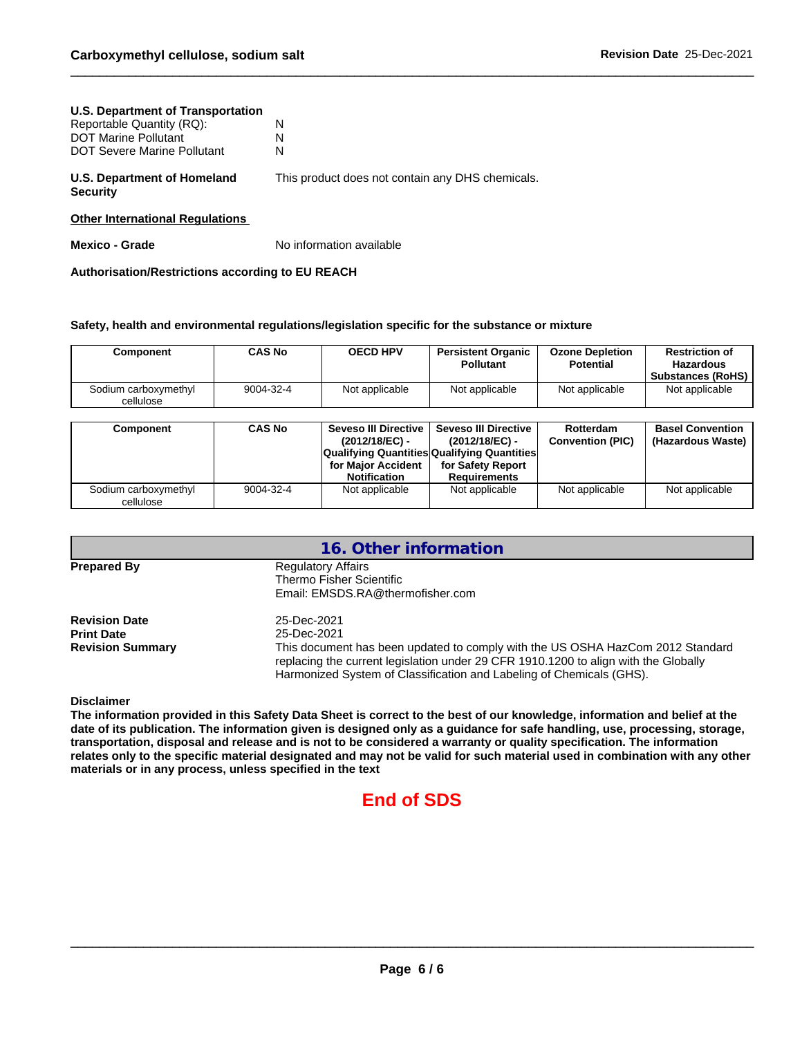**U.S. Department of Transportation**

Reportable Quantity (RQ): N
DOT Marine Pollutant N
DOT Severe Marine Pollutant N

**U.S. Department of Homeland Security** This product does not contain any DHS chemicals.

**Other International Regulations**

**Mexico - Grade** No information available

**Authorisation/Restrictions according to EU REACH**

**Safety, health and environmental regulations/legislation specific for the substance or mixture**

| Component | CAS No | OECD HPV | Persistent Organic Pollutant | Ozone Depletion Potential | Restriction of Hazardous Substances (RoHS) |
|---|---|---|---|---|---|
| Sodium carboxymethyl cellulose | 9004-32-4 | Not applicable | Not applicable | Not applicable | Not applicable |

| Component | CAS No | Seveso III Directive (2012/18/EC) - Qualifying Quantities for Major Accident Notification | Seveso III Directive (2012/18/EC) - Qualifying Quantities for Safety Report Requirements | Rotterdam Convention (PIC) | Basel Convention (Hazardous Waste) |
|---|---|---|---|---|---|
| Sodium carboxymethyl cellulose | 9004-32-4 | Not applicable | Not applicable | Not applicable | Not applicable |

## 16. Other information

**Prepared By** Regulatory Affairs
Thermo Fisher Scientific
Email: EMSDS.RA@thermofisher.com

**Revision Date** 25-Dec-2021
**Print Date** 25-Dec-2021
**Revision Summary** This document has been updated to comply with the US OSHA HazCom 2012 Standard replacing the current legislation under 29 CFR 1910.1200 to align with the Globally Harmonized System of Classification and Labeling of Chemicals (GHS).

**Disclaimer**
**The information provided in this Safety Data Sheet is correct to the best of our knowledge, information and belief at the date of its publication. The information given is designed only as a guidance for safe handling, use, processing, storage, transportation, disposal and release and is not to be considered a warranty or quality specification. The information relates only to the specific material designated and may not be valid for such material used in combination with any other materials or in any process, unless specified in the text**

**End of SDS**